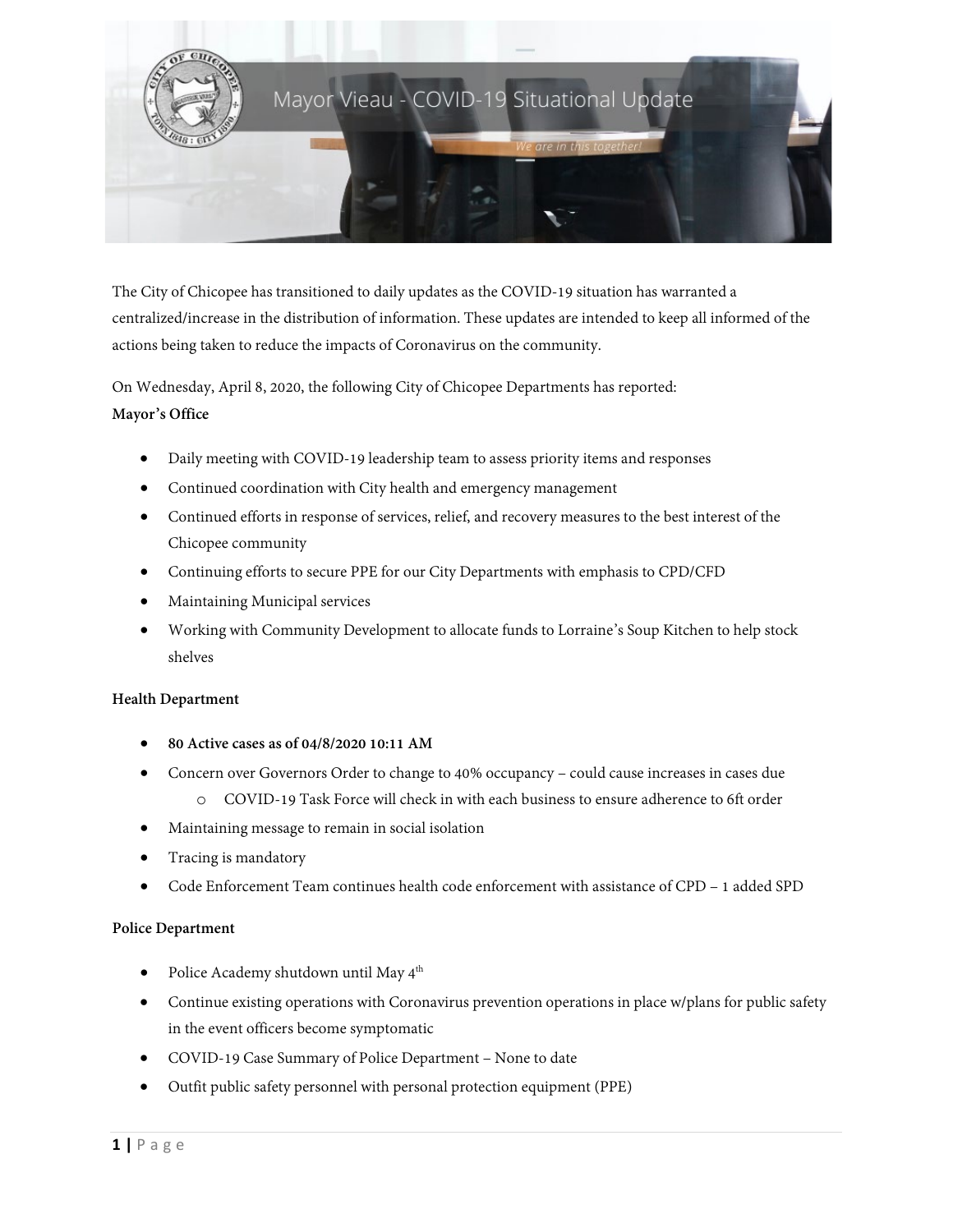# Mayor Vieau - COVID-19 Situational Update

*We are in this together!*

The City of Chicopee has transitioned to daily updates as the COVID-19 situation has warranted a centralized/increase in the distribution of information. These updates are intended to keep all informed of the actions being taken to reduce the impacts of Coronavirus on the community.

On Wednesday, April 8, 2020, the following City of Chicopee Departments has reported:

**Mayor's Office**

- Daily meeting with COVID-19 leadership team to assess priority items and responses
- Continued coordination with City health and emergency management
- Continued efforts in response of services, relief, and recovery measures to the best interest of the Chicopee community
- Continuing efforts to secure PPE for our City Departments with emphasis to CPD/CFD
- Maintaining Municipal services
- Working with Community Development to allocate funds to Lorraine's Soup Kitchen to help stock shelves

**Health Department**

- **80 Active cases as of 04/8/2020 10:11 AM**
- Concern over Governors Order to change to 40% occupancy – could cause increases in cases due
    - COVID-19 Task Force will check in with each business to ensure adherence to 6ft order
- Maintaining message to remain in social isolation
- Tracing is mandatory
- Code Enforcement Team continues health code enforcement with assistance of CPD – 1 added SPD

**Police Department**

- Police Academy shutdown until May 4th
- Continue existing operations with Coronavirus prevention operations in place w/plans for public safety in the event officers become symptomatic
- COVID-19 Case Summary of Police Department – None to date
- Outfit public safety personnel with personal protection equipment (PPE)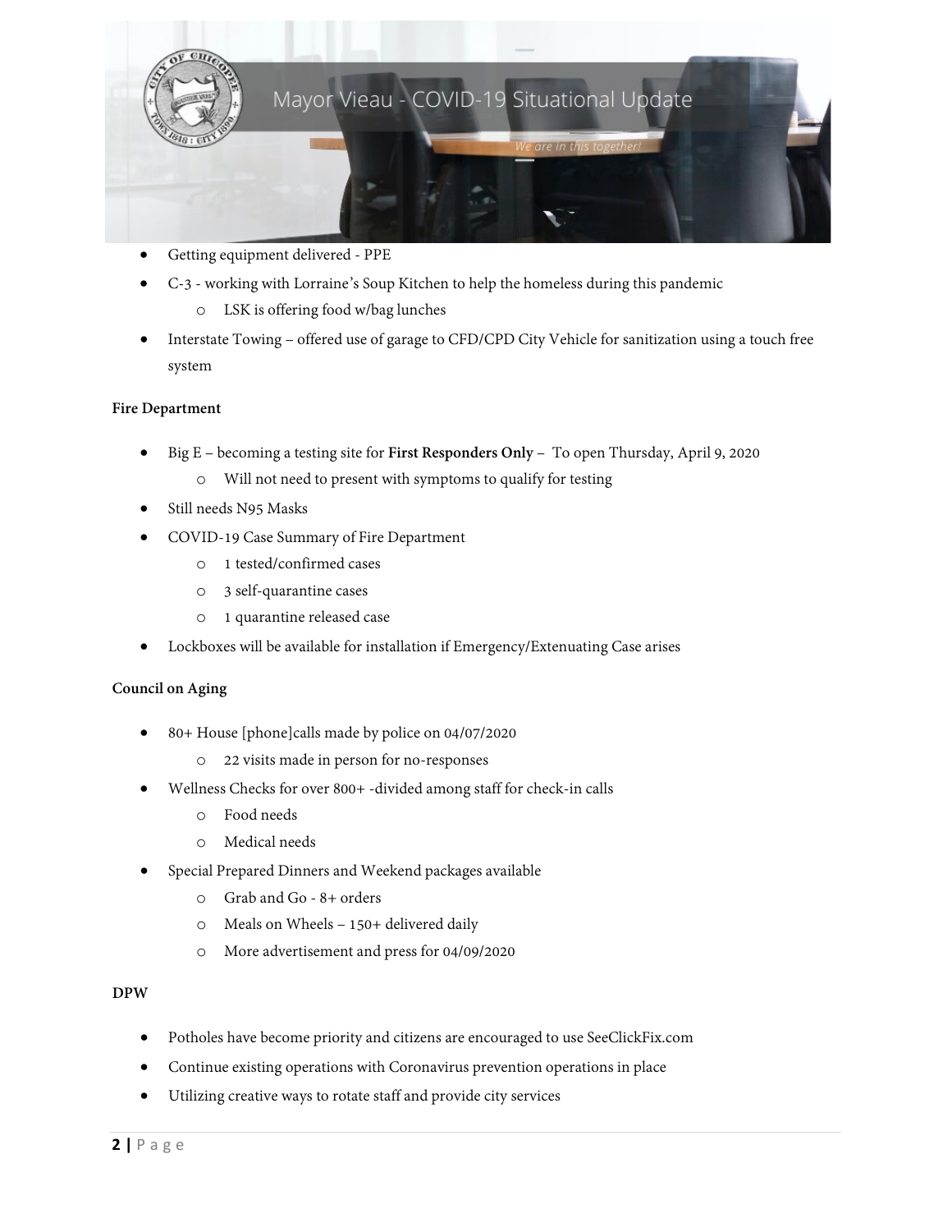- Getting equipment delivered - PPE
- C-3 - working with Lorraine's Soup Kitchen to help the homeless during this pandemic
    - LSK is offering food w/bag lunches
- Interstate Towing – offered use of garage to CFD/CPD City Vehicle for sanitization using a touch free system

**Fire Department**

- Big E – becoming a testing site for **First Responders Only** – To open Thursday, April 9, 2020
    - Will not need to present with symptoms to qualify for testing
- Still needs N95 Masks
- COVID-19 Case Summary of Fire Department
    - 1 tested/confirmed cases
    - 3 self-quarantine cases
    - 1 quarantine released case
- Lockboxes will be available for installation if Emergency/Extenuating Case arises

**Council on Aging**

- 80+ House [phone]calls made by police on 04/07/2020
    - 22 visits made in person for no-responses
- Wellness Checks for over 800+ -divided among staff for check-in calls
    - Food needs
    - Medical needs
- Special Prepared Dinners and Weekend packages available
    - Grab and Go - 8+ orders
    - Meals on Wheels – 150+ delivered daily
    - More advertisement and press for 04/09/2020

**DPW**

- Potholes have become priority and citizens are encouraged to use SeeClickFix.com
- Continue existing operations with Coronavirus prevention operations in place
- Utilizing creative ways to rotate staff and provide city services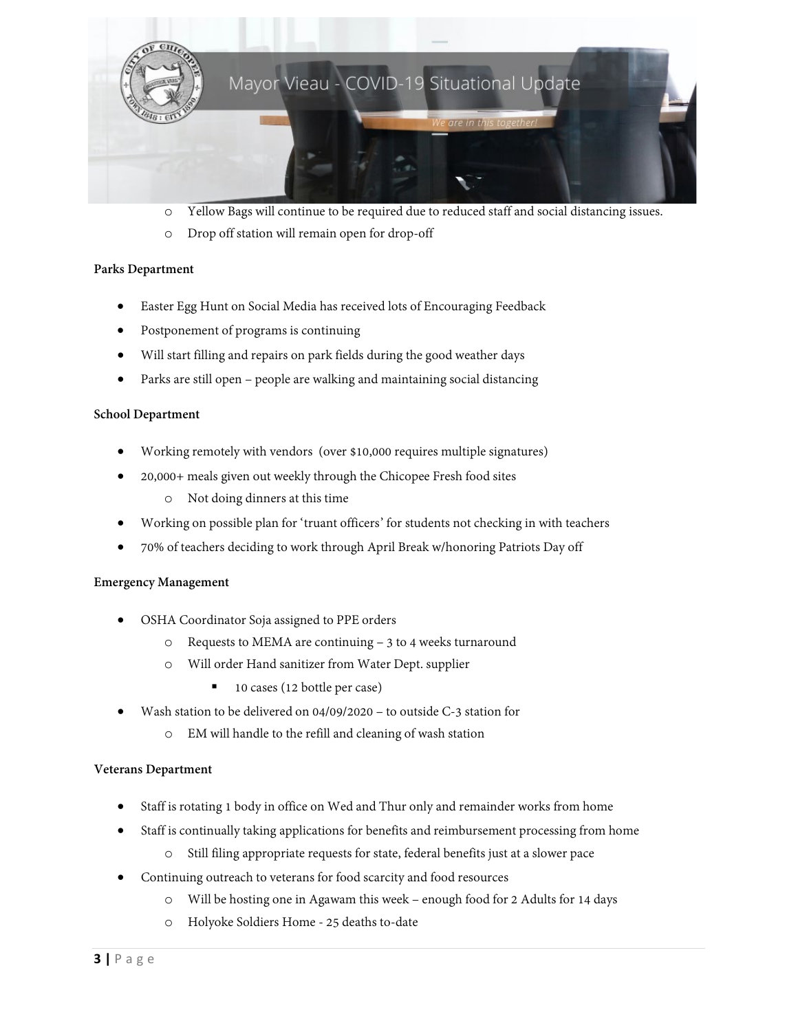- Yellow Bags will continue to be required due to reduced staff and social distancing issues.
- Drop off station will remain open for drop-off

**Parks Department**

- Easter Egg Hunt on Social Media has received lots of Encouraging Feedback
- Postponement of programs is continuing
- Will start filling and repairs on park fields during the good weather days
- Parks are still open – people are walking and maintaining social distancing

**School Department**

- Working remotely with vendors (over $10,000 requires multiple signatures)
- 20,000+ meals given out weekly through the Chicopee Fresh food sites
  - Not doing dinners at this time
- Working on possible plan for 'truant officers' for students not checking in with teachers
- 70% of teachers deciding to work through April Break w/honoring Patriots Day off

**Emergency Management**

- OSHA Coordinator Soja assigned to PPE orders
  - Requests to MEMA are continuing – 3 to 4 weeks turnaround
  - Will order Hand sanitizer from Water Dept. supplier
    - 10 cases (12 bottle per case)
- Wash station to be delivered on 04/09/2020 – to outside C-3 station for
  - EM will handle to the refill and cleaning of wash station

**Veterans Department**

- Staff is rotating 1 body in office on Wed and Thur only and remainder works from home
- Staff is continually taking applications for benefits and reimbursement processing from home
  - Still filing appropriate requests for state, federal benefits just at a slower pace
- Continuing outreach to veterans for food scarcity and food resources
  - Will be hosting one in Agawam this week – enough food for 2 Adults for 14 days
  - Holyoke Soldiers Home - 25 deaths to-date